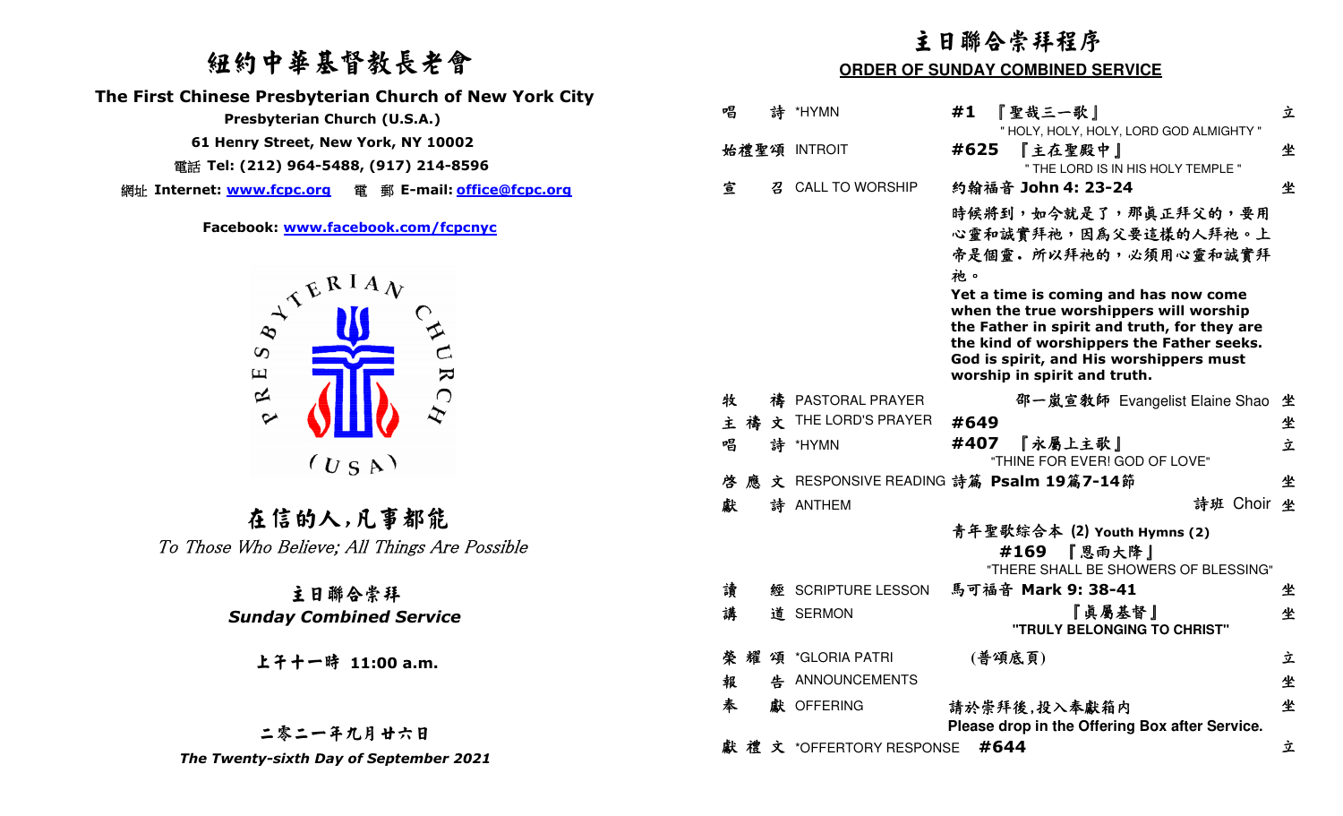# 紐約中華基督教長老會

**The First Chinese Presbyterian Church of New York City**

**Presbyterian Church (U.S.A.)**

**61 Henry Street, New York, NY 10002**

電話 **Tel: (212) 964-5488, (917) 214-8596**

網址 **Internet: www.fcpc.org** 電 郵 **E-mail: office@fcpc.org**

**Facebook: www.facebook.com/fcpcnyc**

PRESBYTERIAN CHURCH (USA)

## 在信的人,凡事都能

*To Those Who Believe; All Things Are Possible*

## 主日聯合崇拜

***Sunday Combined Service***

**上午十一時 11:00 a.m.**

**二零二一年九月廿六日**

***The Twenty-sixth Day of September 2021***

# 主日聯合崇拜程序

## ORDER OF SUNDAY COMBINED SERVICE

| | | | |
|---|---|---|---|
| 唱 詩 | *HYMN | **#1** 『聖哉三一歌』 " HOLY, HOLY, HOLY, LORD GOD ALMIGHTY " | 立 |
| 始禮聖頌 | INTROIT | **#625** 『主在聖殿中』 " THE LORD IS IN HIS HOLY TEMPLE " | 坐 |
| 宣 召 | CALL TO WORSHIP | 約翰福音 **John 4: 23-24** | 坐 |
| | | 時候將到,如今就是了,那真正拜父的,要用心靈和誠實拜祂,因為父要這樣的人拜祂。上帝是個靈,所以拜祂的,必須用心靈和誠實拜祂。 | |
| | | **Yet a time is coming and has now come when the true worshippers will worship the Father in spirit and truth, for they are the kind of worshippers the Father seeks. God is spirit, and His worshippers must worship in spirit and truth.** | |
| 牧 禱 | PASTORAL PRAYER | 邵一嵐宣教師 Evangelist Elaine Shao | 坐 |
| 主 禱 文 | THE LORD'S PRAYER | **#649** | 坐 |
| 唱 詩 | *HYMN | **#407** 『永屬上主歌』 "THINE FOR EVER! GOD OF LOVE" | 立 |
| 啓 應 文 | RESPONSIVE READING | 詩篇 **Psalm 19篇7-14節** | 坐 |
| 獻 詩 | ANTHEM | 詩班 Choir | 坐 |
| | | 青年聖歌綜合本 **(2) Youth Hymns (2)** **#169** 『恩雨大降』 "THERE SHALL BE SHOWERS OF BLESSING" | |
| 讀 經 | SCRIPTURE LESSON | 馬可福音 **Mark 9: 38-41** | 坐 |
| 講 道 | SERMON | 『真屬基督』 **"TRULY BELONGING TO CHRIST"** | 坐 |
| 榮 耀 頌 | *GLORIA PATRI | (普頌底頁) | 立 |
| 報 告 | ANNOUNCEMENTS | | 坐 |
| 奉 獻 | OFFERING | 請於崇拜後,投入奉獻箱內 **Please drop in the Offering Box after Service.** | 坐 |
| 獻 禮 文 | *OFFERTORY RESPONSE | **#644** | 立 |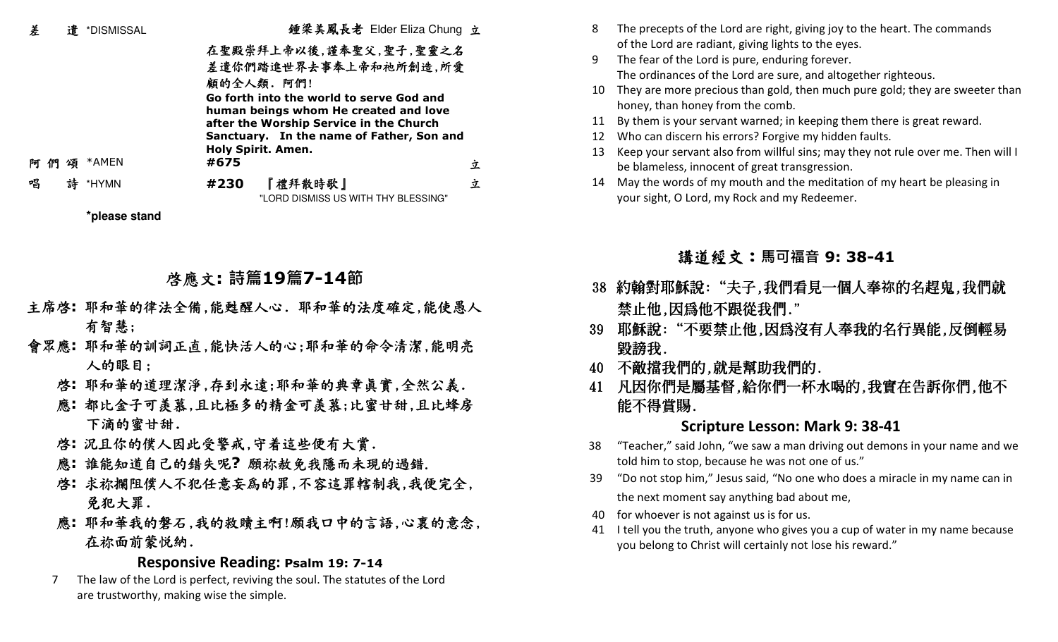差　遣 *DISMISSAL　　　　　　鍾梁美鳳長老 Elder Eliza Chung 立

在聖殿崇拜上帝以後,謹奉聖父,聖子,聖靈之名差遣你們踏進世界去事奉上帝和祂所創造,所愛顧的全人類. 阿們!

**Go forth into the world to serve God and human beings whom He created and love after the Worship Service in the Church Sanctuary. In the name of Father, Son and Holy Spirit. Amen.**

阿 們 頌 *AMEN　　**#675**　　立

唱　詩 *HYMN　　**#230**　『禮拜散時歌』 "LORD DISMISS US WITH THY BLESSING"　　立

**\*please stand**

## 啓應文: 詩篇19篇7-14節

**主席啓:** 耶和華的律法全備,能甦醒人心. 耶和華的法度確定,能使愚人有智慧;

**會眾應:** 耶和華的訓詞正直,能快活人的心;耶和華的命令清潔,能明亮人的眼目;

**啓:** 耶和華的道理潔淨,存到永遠;耶和華的典章眞實,全然公義.

**應:** 都比金子可羡慕,且比極多的精金可羡慕;比蜜甘甜,且比蜂房下滴的蜜甘甜.

**啓:** 況且你的僕人因此受警戒,守着這些便有大賞.

**應:** 誰能知道自己的錯失呢? 願祢赦免我隱而未現的過錯.

**啓:** 求祢攔阻僕人不犯任意妄爲的罪,不容這罪轄制我,我便完全,免犯大罪.

**應:** 耶和華我的磐石,我的救贖主啊!願我口中的言語,心裏的意念,在祢面前蒙悅納.

### Responsive Reading: Psalm 19: 7-14

7 The law of the Lord is perfect, reviving the soul. The statutes of the Lord are trustworthy, making wise the simple.

8 The precepts of the Lord are right, giving joy to the heart. The commands of the Lord are radiant, giving lights to the eyes.

9 The fear of the Lord is pure, enduring forever. The ordinances of the Lord are sure, and altogether righteous.

10 They are more precious than gold, then much pure gold; they are sweeter than honey, than honey from the comb.

11 By them is your servant warned; in keeping them there is great reward.

12 Who can discern his errors? Forgive my hidden faults.

13 Keep your servant also from willful sins; may they not rule over me. Then will I be blameless, innocent of great transgression.

14 May the words of my mouth and the meditation of my heart be pleasing in your sight, O Lord, my Rock and my Redeemer.

## 講道經文：馬可福音 9: 38-41

38 約翰對耶穌說: "夫子,我們看見一個人奉祢的名趕鬼,我們就禁止他,因爲他不跟從我們."

39 耶穌說: "不要禁止他,因爲沒有人奉我的名行異能,反倒輕易毀謗我.

40 不敵擋我們的,就是幫助我們的.

41 凡因你們是屬基督,給你們一杯水喝的,我實在告訴你們,他不能不得賞賜.

### Scripture Lesson: Mark 9: 38-41

38 "Teacher," said John, "we saw a man driving out demons in your name and we told him to stop, because he was not one of us."

39 "Do not stop him," Jesus said, "No one who does a miracle in my name can in the next moment say anything bad about me,

40 for whoever is not against us is for us.

41 I tell you the truth, anyone who gives you a cup of water in my name because you belong to Christ will certainly not lose his reward."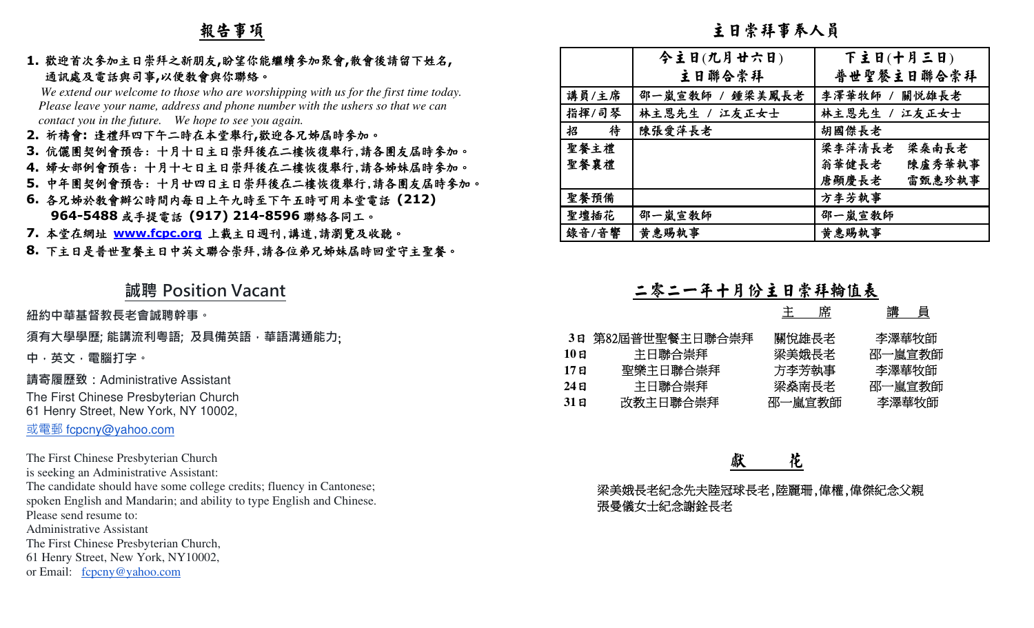## 報告事項

1. 歡迎首次參加主日崇拜之新朋友,盼望你能繼續參加聚會,散會後請留下姓名,通訊處及電話與司事,以便教會與你聯絡。
*We extend our welcome to those who are worshipping with us for the first time today. Please leave your name, address and phone number with the ushers so that we can contact you in the future. We hope to see you again.*
2. 祈禱會: 逢禮拜四下午二時在本堂舉行,歡迎各兄姊屆時參加。
3. 伉儷團契例會預告: 十月十日主日崇拜後在二樓恢復舉行,請各團友屆時參加。
4. 婦女部例會預告: 十月十七日主日崇拜後在二樓恢復舉行,請各姊妹屆時參加。
5. 中年團契例會預告: 十月廿四日主日崇拜後在二樓恢復舉行,請各團友屆時參加。
6. 各兄姊於教會辦公時間內每日上午九時至下午五時可用本堂電話 **(212) 964-5488** 或手提電話 **(917) 214-8596** 聯絡各同工。
7. 本堂在網址 **www.fcpc.org** 上載主日週刊,講道,請瀏覽及收聽。
8. 下主日是普世聖餐主日中英文聯合崇拜,請各位弟兄姊妹屆時回堂守主聖餐。

## 誠聘 Position Vacant

紐約中華基督教長老會誠聘幹事。

須有大學學歷; 能講流利粵語; 及具備英語﹐華語溝通能力;

中﹐英文﹐電腦打字。

請寄履歷致：Administrative Assistant
The First Chinese Presbyterian Church
61 Henry Street, New York, NY 10002,
或電郵 fcpcny@yahoo.com

The First Chinese Presbyterian Church
is seeking an Administrative Assistant:
The candidate should have some college credits; fluency in Cantonese; spoken English and Mandarin; and ability to type English and Chinese.
Please send resume to:
Administrative Assistant
The First Chinese Presbyterian Church,
61 Henry Street, New York, NY10002,
or Email: fcpcny@yahoo.com

## 主日崇拜事奉人員

| | 今主日(九月廿六日) 主日聯合崇拜 | 下主日(十月三日) 普世聖餐主日聯合崇拜 |
|---|---|---|
| 講員/主席 | 邵一嵐宣教師 / 鍾梁美鳳長老 | 李澤華牧師 / 關悅雄長老 |
| 指揮/司琴 | 林主恩先生 / 江友正女士 | 林主恩先生 / 江友正女士 |
| 招　　待 | 陳張愛萍長老 | 胡國傑長老 |
| 聖餐主禮 聖餐襄禮 | | 梁李萍清長老　梁燊南長老 翁華健長老　陳盧秀華執事 唐顯慶長老　雷甄惠珍執事 |
| 聖餐預備 | | 方李芳執事 |
| 聖壇插花 | 邵一嵐宣教師 | 邵一嵐宣教師 |
| 錄音/音響 | 黃惠賜執事 | 黃惠賜執事 |

## 二零二一年十月份主日崇拜輪值表

| | | 主　席 | 講　員 |
|---|---|---|---|
| 3日 | 第82屆普世聖餐主日聯合崇拜 | 關悅雄長老 | 李澤華牧師 |
| 10日 | 主日聯合崇拜 | 梁美娥長老 | 邵一嵐宣教師 |
| 17日 | 聖樂主日聯合崇拜 | 方李芳執事 | 李澤華牧師 |
| 24日 | 主日聯合崇拜 | 梁燊南長老 | 邵一嵐宣教師 |
| 31日 | 改教主日聯合崇拜 | 邵一嵐宣教師 | 李澤華牧師 |

## 獻　花

梁美娥長老紀念先夫陸冠球長老,陸麗珊,偉權,偉傑紀念父親
張曼儀女士紀念謝銓長老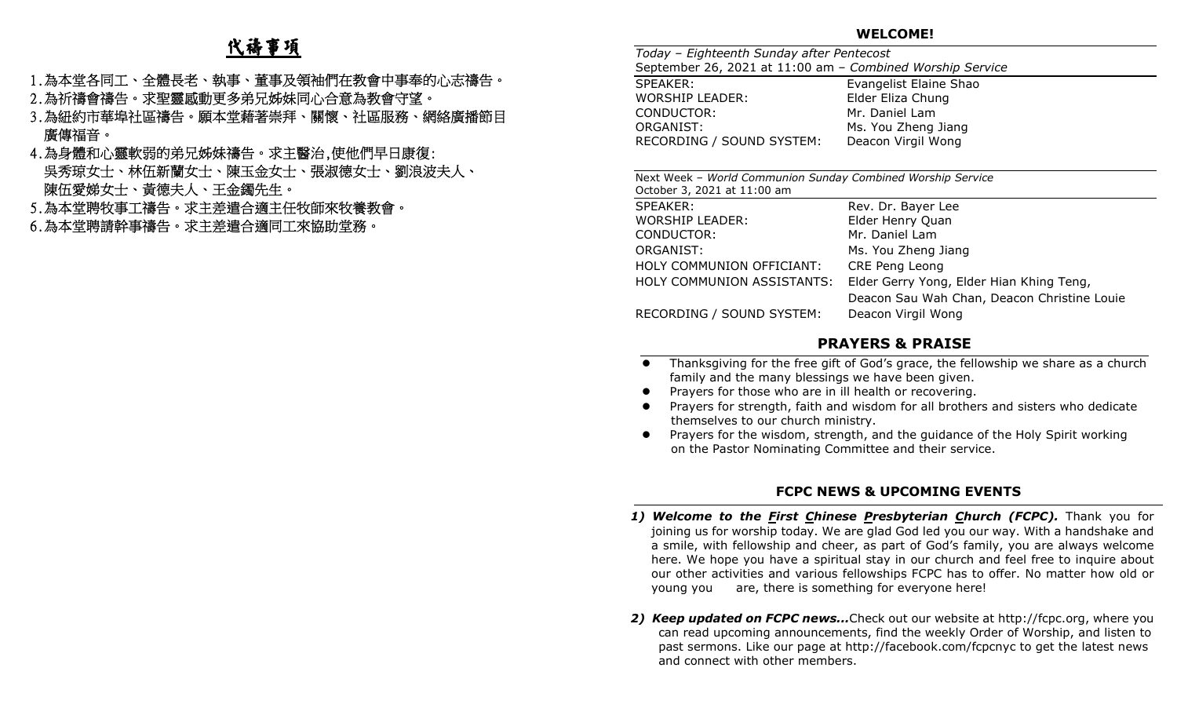# 代禱事項

1. 為本堂各同工、全體長老、執事、董事及領袖們在教會中事奉的心志禱告。
2. 為祈禱會禱告。求聖靈感動更多弟兄姊妹同心合意為教會守望。
3. 為紐約市華埠社區禱告。願本堂藉著崇拜、關懷、社區服務、網絡廣播節目廣傳福音。
4. 為身體和心靈軟弱的弟兄姊妹禱告。求主醫治,使他們早日康復:
   吳秀琼女士、林伍新蘭女士、陳玉金女士、張淑德女士、劉浪波夫人、陳伍愛娣女士、黃德夫人、王金鐲先生。
5. 為本堂聘牧事工禱告。求主差遣合適主任牧師來牧養教會。
6. 為本堂聘請幹事禱告。求主差遣合適同工來協助堂務。

## WELCOME!

*Today – Eighteenth Sunday after Pentecost*
September 26, 2021 at 11:00 am – *Combined Worship Service*

| | |
|---|---|
| SPEAKER: | Evangelist Elaine Shao |
| WORSHIP LEADER: | Elder Eliza Chung |
| CONDUCTOR: | Mr. Daniel Lam |
| ORGANIST: | Ms. You Zheng Jiang |
| RECORDING / SOUND SYSTEM: | Deacon Virgil Wong |

Next Week – *World Communion Sunday Combined Worship Service*
October 3, 2021 at 11:00 am

| | |
|---|---|
| SPEAKER: | Rev. Dr. Bayer Lee |
| WORSHIP LEADER: | Elder Henry Quan |
| CONDUCTOR: | Mr. Daniel Lam |
| ORGANIST: | Ms. You Zheng Jiang |
| HOLY COMMUNION OFFICIANT: | CRE Peng Leong |
| HOLY COMMUNION ASSISTANTS: | Elder Gerry Yong, Elder Hian Khing Teng, Deacon Sau Wah Chan, Deacon Christine Louie |
| RECORDING / SOUND SYSTEM: | Deacon Virgil Wong |

## PRAYERS & PRAISE

- Thanksgiving for the free gift of God's grace, the fellowship we share as a church family and the many blessings we have been given.
- Prayers for those who are in ill health or recovering.
- Prayers for strength, faith and wisdom for all brothers and sisters who dedicate themselves to our church ministry.
- Prayers for the wisdom, strength, and the guidance of the Holy Spirit working on the Pastor Nominating Committee and their service.

## FCPC NEWS & UPCOMING EVENTS

1) ***Welcome to the First Chinese Presbyterian Church (FCPC).*** Thank you for joining us for worship today. We are glad God led you our way. With a handshake and a smile, with fellowship and cheer, as part of God's family, you are always welcome here. We hope you have a spiritual stay in our church and feel free to inquire about our other activities and various fellowships FCPC has to offer. No matter how old or young you are, there is something for everyone here!

2) ***Keep updated on FCPC news...***Check out our website at http://fcpc.org, where you can read upcoming announcements, find the weekly Order of Worship, and listen to past sermons. Like our page at http://facebook.com/fcpcnyc to get the latest news and connect with other members.